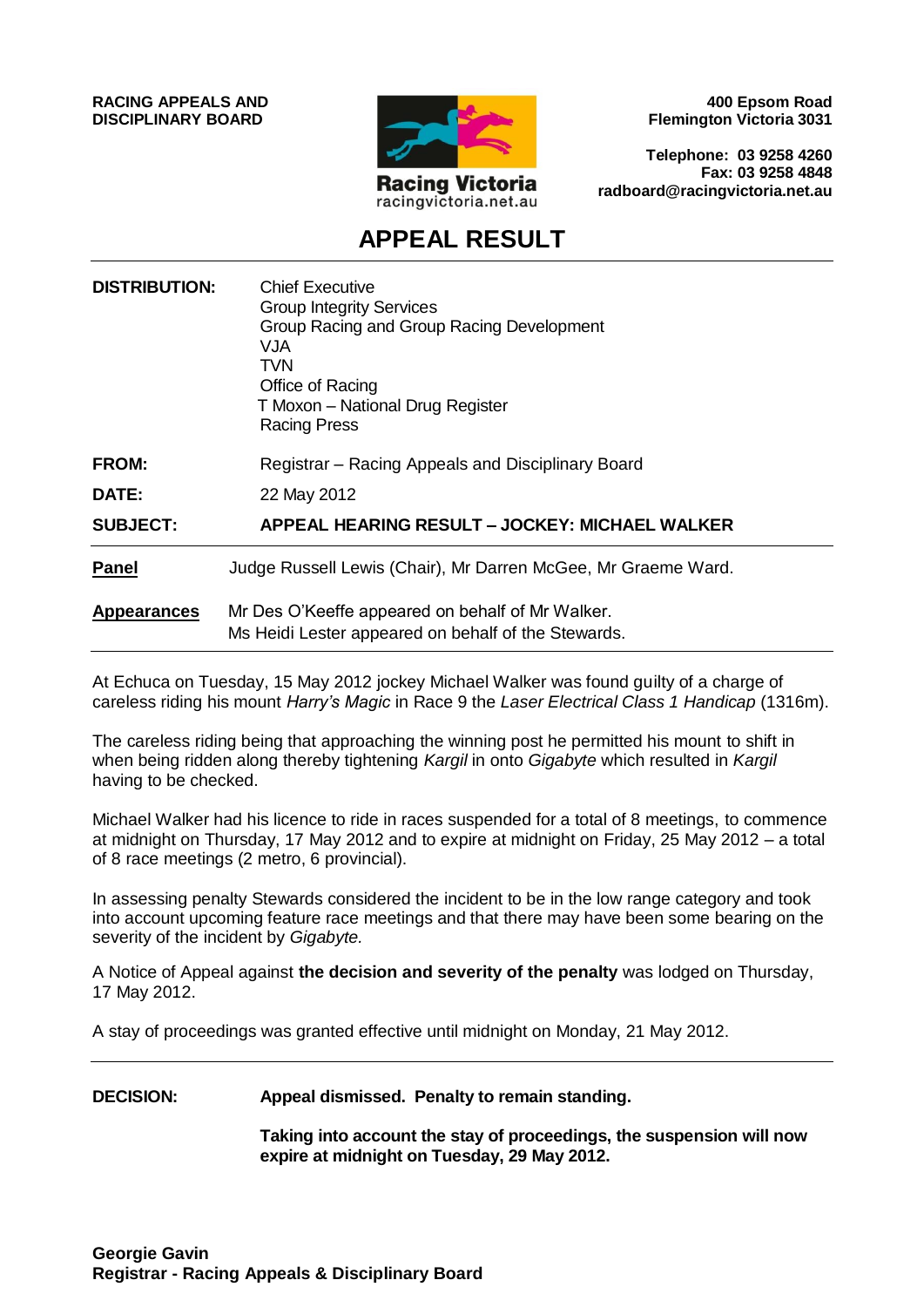**RACING APPEALS AND DISCIPLINARY BOARD**

Racing Victoria
racingvictoria.net.au

**400 Epsom Road**
**Flemington Victoria 3031**

**Telephone: 03 9258 4260**
**Fax: 03 9258 4848**
**radboard@racingvictoria.net.au**

# APPEAL RESULT

| | |
|---|---|
| **DISTRIBUTION:** | Chief Executive<br>Group Integrity Services<br>Group Racing and Group Racing Development<br>VJA<br>TVN<br>Office of Racing<br>T Moxon – National Drug Register<br>Racing Press |
| **FROM:** | Registrar – Racing Appeals and Disciplinary Board |
| **DATE:** | 22 May 2012 |
| **SUBJECT:** | **APPEAL HEARING RESULT – JOCKEY: MICHAEL WALKER** |

**Panel** Judge Russell Lewis (Chair), Mr Darren McGee, Mr Graeme Ward.

**Appearances** Mr Des O'Keeffe appeared on behalf of Mr Walker.
Ms Heidi Lester appeared on behalf of the Stewards.

At Echuca on Tuesday, 15 May 2012 jockey Michael Walker was found guilty of a charge of careless riding his mount *Harry's Magic* in Race 9 the *Laser Electrical Class 1 Handicap* (1316m).

The careless riding being that approaching the winning post he permitted his mount to shift in when being ridden along thereby tightening *Kargil* in onto *Gigabyte* which resulted in *Kargil* having to be checked.

Michael Walker had his licence to ride in races suspended for a total of 8 meetings, to commence at midnight on Thursday, 17 May 2012 and to expire at midnight on Friday, 25 May 2012 – a total of 8 race meetings (2 metro, 6 provincial).

In assessing penalty Stewards considered the incident to be in the low range category and took into account upcoming feature race meetings and that there may have been some bearing on the severity of the incident by *Gigabyte.*

A Notice of Appeal against **the decision and severity of the penalty** was lodged on Thursday, 17 May 2012.

A stay of proceedings was granted effective until midnight on Monday, 21 May 2012.

**DECISION:** **Appeal dismissed. Penalty to remain standing.**

**Taking into account the stay of proceedings, the suspension will now expire at midnight on Tuesday, 29 May 2012.**

**Georgie Gavin**
**Registrar - Racing Appeals & Disciplinary Board**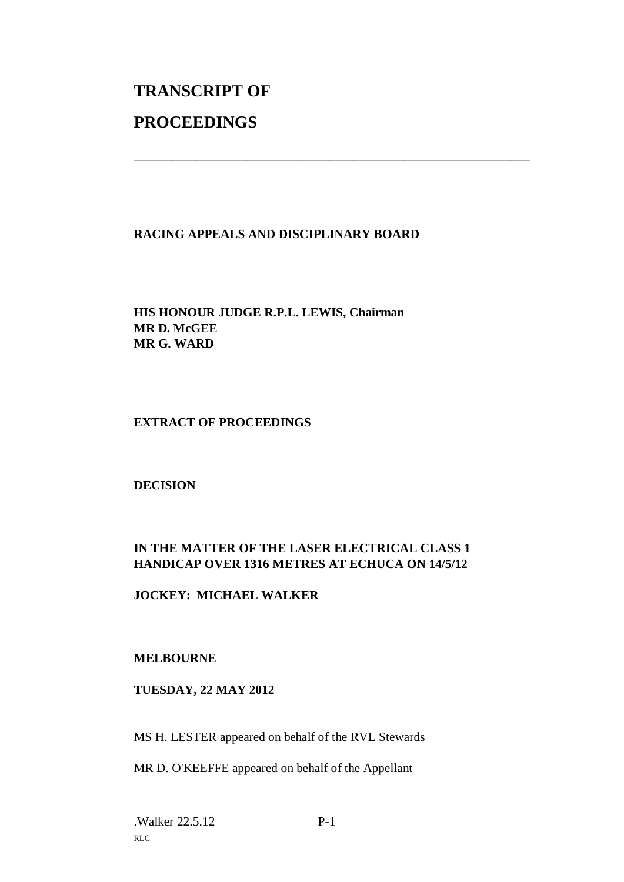# TRANSCRIPT OF

# PROCEEDINGS

---

**RACING APPEALS AND DISCIPLINARY BOARD**

**HIS HONOUR JUDGE R.P.L. LEWIS, Chairman**
**MR D. McGEE**
**MR G. WARD**

**EXTRACT OF PROCEEDINGS**

**DECISION**

**IN THE MATTER OF THE LASER ELECTRICAL CLASS 1 HANDICAP OVER 1316 METRES AT ECHUCA ON 14/5/12**

**JOCKEY: MICHAEL WALKER**

**MELBOURNE**

**TUESDAY, 22 MAY 2012**

MS H. LESTER appeared on behalf of the RVL Stewards

MR D. O'KEEFFE appeared on behalf of the Appellant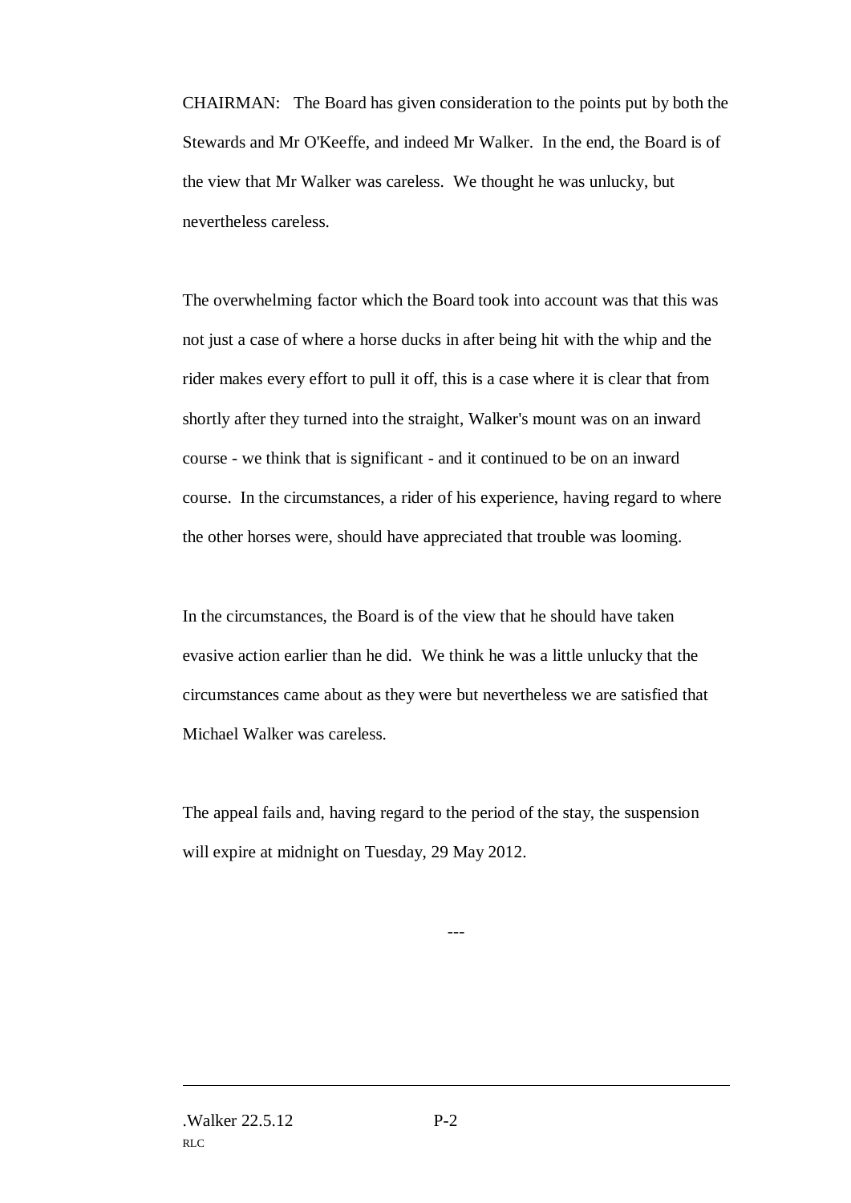CHAIRMAN: The Board has given consideration to the points put by both the Stewards and Mr O'Keeffe, and indeed Mr Walker. In the end, the Board is of the view that Mr Walker was careless. We thought he was unlucky, but nevertheless careless.

The overwhelming factor which the Board took into account was that this was not just a case of where a horse ducks in after being hit with the whip and the rider makes every effort to pull it off, this is a case where it is clear that from shortly after they turned into the straight, Walker's mount was on an inward course - we think that is significant - and it continued to be on an inward course. In the circumstances, a rider of his experience, having regard to where the other horses were, should have appreciated that trouble was looming.

In the circumstances, the Board is of the view that he should have taken evasive action earlier than he did. We think he was a little unlucky that the circumstances came about as they were but nevertheless we are satisfied that Michael Walker was careless.

The appeal fails and, having regard to the period of the stay, the suspension will expire at midnight on Tuesday, 29 May 2012.

---